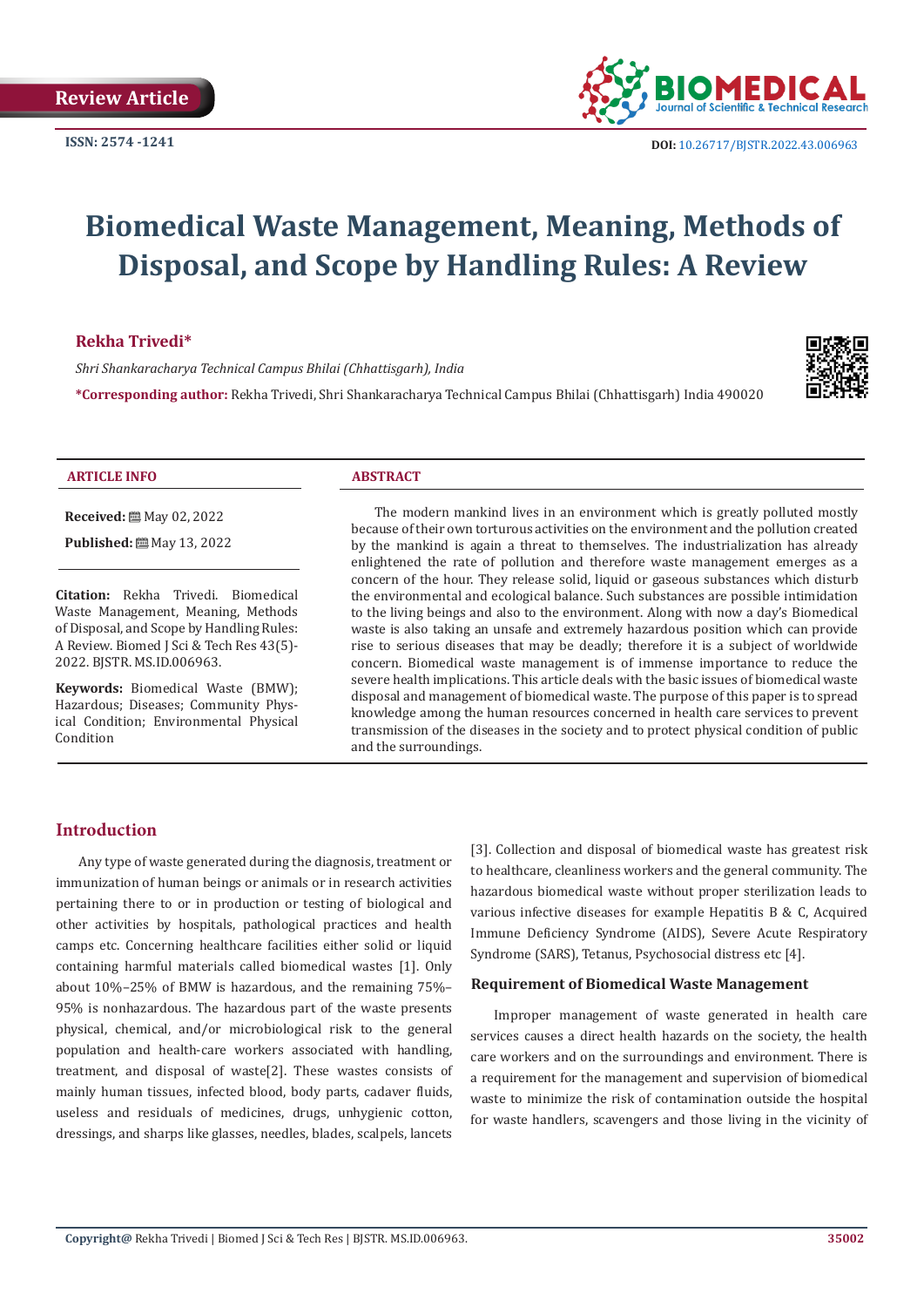Review Article

ISSN: 2574 -1241

DOI: 10.26717/BJSTR.2022.43.006963

# Biomedical Waste Management, Meaning, Methods of Disposal, and Scope by Handling Rules: A Review

**Rekha Trivedi***

*Shri Shankaracharya Technical Campus Bhilai (Chhattisgarh), India*

***Corresponding author:** Rekha Trivedi, Shri Shankaracharya Technical Campus Bhilai (Chhattisgarh) India 490020

**ARTICLE INFO**

**Received:** May 02, 2022

**Published:** May 13, 2022

**Citation:** Rekha Trivedi. Biomedical Waste Management, Meaning, Methods of Disposal, and Scope by Handling Rules: A Review. Biomed J Sci & Tech Res 43(5)-2022. BJSTR. MS.ID.006963.

**Keywords:** Biomedical Waste (BMW); Hazardous; Diseases; Community Physical Condition; Environmental Physical Condition

**ABSTRACT**

The modern mankind lives in an environment which is greatly polluted mostly because of their own torturous activities on the environment and the pollution created by the mankind is again a threat to themselves. The industrialization has already enlightened the rate of pollution and therefore waste management emerges as a concern of the hour. They release solid, liquid or gaseous substances which disturb the environmental and ecological balance. Such substances are possible intimidation to the living beings and also to the environment. Along with now a day's Biomedical waste is also taking an unsafe and extremely hazardous position which can provide rise to serious diseases that may be deadly; therefore it is a subject of worldwide concern. Biomedical waste management is of immense importance to reduce the severe health implications. This article deals with the basic issues of biomedical waste disposal and management of biomedical waste. The purpose of this paper is to spread knowledge among the human resources concerned in health care services to prevent transmission of the diseases in the society and to protect physical condition of public and the surroundings.

## Introduction

Any type of waste generated during the diagnosis, treatment or immunization of human beings or animals or in research activities pertaining there to or in production or testing of biological and other activities by hospitals, pathological practices and health camps etc. Concerning healthcare facilities either solid or liquid containing harmful materials called biomedical wastes [1]. Only about 10%–25% of BMW is hazardous, and the remaining 75%–95% is nonhazardous. The hazardous part of the waste presents physical, chemical, and/or microbiological risk to the general population and health-care workers associated with handling, treatment, and disposal of waste[2]. These wastes consists of mainly human tissues, infected blood, body parts, cadaver fluids, useless and residuals of medicines, drugs, unhygienic cotton, dressings, and sharps like glasses, needles, blades, scalpels, lancets [3]. Collection and disposal of biomedical waste has greatest risk to healthcare, cleanliness workers and the general community. The hazardous biomedical waste without proper sterilization leads to various infective diseases for example Hepatitis B & C, Acquired Immune Deficiency Syndrome (AIDS), Severe Acute Respiratory Syndrome (SARS), Tetanus, Psychosocial distress etc [4].

### Requirement of Biomedical Waste Management

Improper management of waste generated in health care services causes a direct health hazards on the society, the health care workers and on the surroundings and environment. There is a requirement for the management and supervision of biomedical waste to minimize the risk of contamination outside the hospital for waste handlers, scavengers and those living in the vicinity of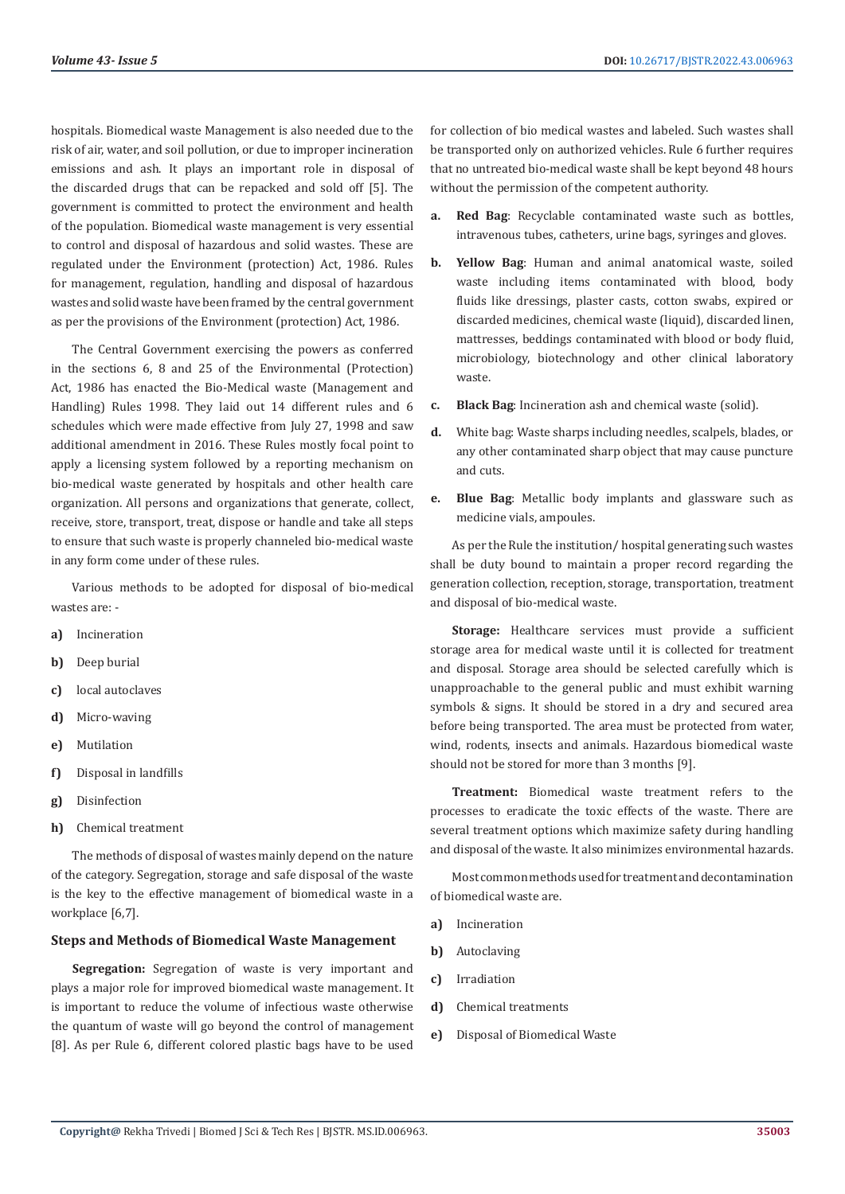hospitals. Biomedical waste Management is also needed due to the risk of air, water, and soil pollution, or due to improper incineration emissions and ash. It plays an important role in disposal of the discarded drugs that can be repacked and sold off [5]. The government is committed to protect the environment and health of the population. Biomedical waste management is very essential to control and disposal of hazardous and solid wastes. These are regulated under the Environment (protection) Act, 1986. Rules for management, regulation, handling and disposal of hazardous wastes and solid waste have been framed by the central government as per the provisions of the Environment (protection) Act, 1986.

The Central Government exercising the powers as conferred in the sections 6, 8 and 25 of the Environmental (Protection) Act, 1986 has enacted the Bio-Medical waste (Management and Handling) Rules 1998. They laid out 14 different rules and 6 schedules which were made effective from July 27, 1998 and saw additional amendment in 2016. These Rules mostly focal point to apply a licensing system followed by a reporting mechanism on bio-medical waste generated by hospitals and other health care organization. All persons and organizations that generate, collect, receive, store, transport, treat, dispose or handle and take all steps to ensure that such waste is properly channeled bio-medical waste in any form come under of these rules.

Various methods to be adopted for disposal of bio-medical wastes are: -

a) Incineration
b) Deep burial
c) local autoclaves
d) Micro-waving
e) Mutilation
f) Disposal in landfills
g) Disinfection
h) Chemical treatment

The methods of disposal of wastes mainly depend on the nature of the category. Segregation, storage and safe disposal of the waste is the key to the effective management of biomedical waste in a workplace [6,7].

### Steps and Methods of Biomedical Waste Management

**Segregation:** Segregation of waste is very important and plays a major role for improved biomedical waste management. It is important to reduce the volume of infectious waste otherwise the quantum of waste will go beyond the control of management [8]. As per Rule 6, different colored plastic bags have to be used for collection of bio medical wastes and labeled. Such wastes shall be transported only on authorized vehicles. Rule 6 further requires that no untreated bio-medical waste shall be kept beyond 48 hours without the permission of the competent authority.

a. **Red Bag**: Recyclable contaminated waste such as bottles, intravenous tubes, catheters, urine bags, syringes and gloves.

b. **Yellow Bag**: Human and animal anatomical waste, soiled waste including items contaminated with blood, body fluids like dressings, plaster casts, cotton swabs, expired or discarded medicines, chemical waste (liquid), discarded linen, mattresses, beddings contaminated with blood or body fluid, microbiology, biotechnology and other clinical laboratory waste.

c. **Black Bag**: Incineration ash and chemical waste (solid).

d. White bag: Waste sharps including needles, scalpels, blades, or any other contaminated sharp object that may cause puncture and cuts.

e. **Blue Bag**: Metallic body implants and glassware such as medicine vials, ampoules.

As per the Rule the institution/ hospital generating such wastes shall be duty bound to maintain a proper record regarding the generation collection, reception, storage, transportation, treatment and disposal of bio-medical waste.

**Storage:** Healthcare services must provide a sufficient storage area for medical waste until it is collected for treatment and disposal. Storage area should be selected carefully which is unapproachable to the general public and must exhibit warning symbols & signs. It should be stored in a dry and secured area before being transported. The area must be protected from water, wind, rodents, insects and animals. Hazardous biomedical waste should not be stored for more than 3 months [9].

**Treatment:** Biomedical waste treatment refers to the processes to eradicate the toxic effects of the waste. There are several treatment options which maximize safety during handling and disposal of the waste. It also minimizes environmental hazards.

Most common methods used for treatment and decontamination of biomedical waste are.

a) Incineration
b) Autoclaving
c) Irradiation
d) Chemical treatments
e) Disposal of Biomedical Waste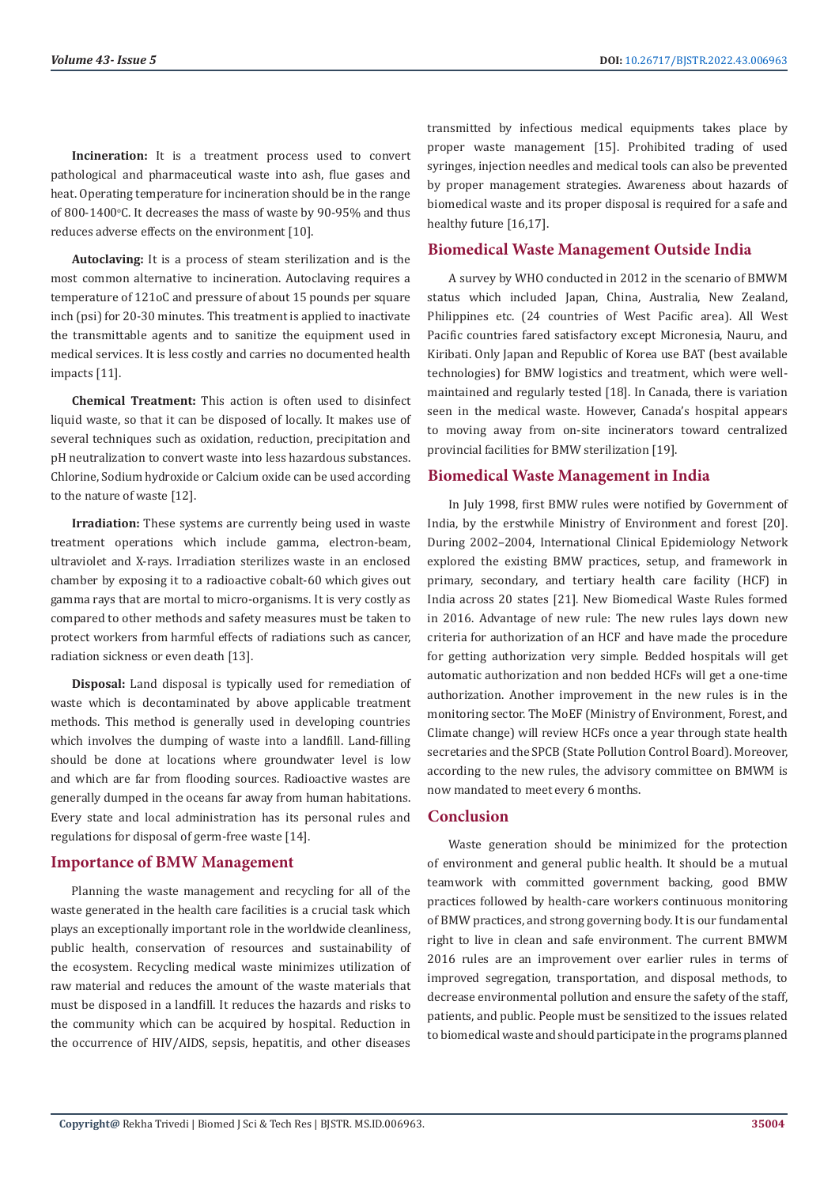**Incineration:** It is a treatment process used to convert pathological and pharmaceutical waste into ash, flue gases and heat. Operating temperature for incineration should be in the range of 800-1400°C. It decreases the mass of waste by 90-95% and thus reduces adverse effects on the environment [10].

**Autoclaving:** It is a process of steam sterilization and is the most common alternative to incineration. Autoclaving requires a temperature of 121oC and pressure of about 15 pounds per square inch (psi) for 20-30 minutes. This treatment is applied to inactivate the transmittable agents and to sanitize the equipment used in medical services. It is less costly and carries no documented health impacts [11].

**Chemical Treatment:** This action is often used to disinfect liquid waste, so that it can be disposed of locally. It makes use of several techniques such as oxidation, reduction, precipitation and pH neutralization to convert waste into less hazardous substances. Chlorine, Sodium hydroxide or Calcium oxide can be used according to the nature of waste [12].

**Irradiation:** These systems are currently being used in waste treatment operations which include gamma, electron-beam, ultraviolet and X-rays. Irradiation sterilizes waste in an enclosed chamber by exposing it to a radioactive cobalt-60 which gives out gamma rays that are mortal to micro-organisms. It is very costly as compared to other methods and safety measures must be taken to protect workers from harmful effects of radiations such as cancer, radiation sickness or even death [13].

**Disposal:** Land disposal is typically used for remediation of waste which is decontaminated by above applicable treatment methods. This method is generally used in developing countries which involves the dumping of waste into a landfill. Land-filling should be done at locations where groundwater level is low and which are far from flooding sources. Radioactive wastes are generally dumped in the oceans far away from human habitations. Every state and local administration has its personal rules and regulations for disposal of germ-free waste [14].

## Importance of BMW Management

Planning the waste management and recycling for all of the waste generated in the health care facilities is a crucial task which plays an exceptionally important role in the worldwide cleanliness, public health, conservation of resources and sustainability of the ecosystem. Recycling medical waste minimizes utilization of raw material and reduces the amount of the waste materials that must be disposed in a landfill. It reduces the hazards and risks to the community which can be acquired by hospital. Reduction in the occurrence of HIV/AIDS, sepsis, hepatitis, and other diseases transmitted by infectious medical equipments takes place by proper waste management [15]. Prohibited trading of used syringes, injection needles and medical tools can also be prevented by proper management strategies. Awareness about hazards of biomedical waste and its proper disposal is required for a safe and healthy future [16,17].

## Biomedical Waste Management Outside India

A survey by WHO conducted in 2012 in the scenario of BMWM status which included Japan, China, Australia, New Zealand, Philippines etc. (24 countries of West Pacific area). All West Pacific countries fared satisfactory except Micronesia, Nauru, and Kiribati. Only Japan and Republic of Korea use BAT (best available technologies) for BMW logistics and treatment, which were well-maintained and regularly tested [18]. In Canada, there is variation seen in the medical waste. However, Canada's hospital appears to moving away from on-site incinerators toward centralized provincial facilities for BMW sterilization [19].

## Biomedical Waste Management in India

In July 1998, first BMW rules were notified by Government of India, by the erstwhile Ministry of Environment and forest [20]. During 2002–2004, International Clinical Epidemiology Network explored the existing BMW practices, setup, and framework in primary, secondary, and tertiary health care facility (HCF) in India across 20 states [21]. New Biomedical Waste Rules formed in 2016. Advantage of new rule: The new rules lays down new criteria for authorization of an HCF and have made the procedure for getting authorization very simple. Bedded hospitals will get automatic authorization and non bedded HCFs will get a one-time authorization. Another improvement in the new rules is in the monitoring sector. The MoEF (Ministry of Environment, Forest, and Climate change) will review HCFs once a year through state health secretaries and the SPCB (State Pollution Control Board). Moreover, according to the new rules, the advisory committee on BMWM is now mandated to meet every 6 months.

## Conclusion

Waste generation should be minimized for the protection of environment and general public health. It should be a mutual teamwork with committed government backing, good BMW practices followed by health-care workers continuous monitoring of BMW practices, and strong governing body. It is our fundamental right to live in clean and safe environment. The current BMWM 2016 rules are an improvement over earlier rules in terms of improved segregation, transportation, and disposal methods, to decrease environmental pollution and ensure the safety of the staff, patients, and public. People must be sensitized to the issues related to biomedical waste and should participate in the programs planned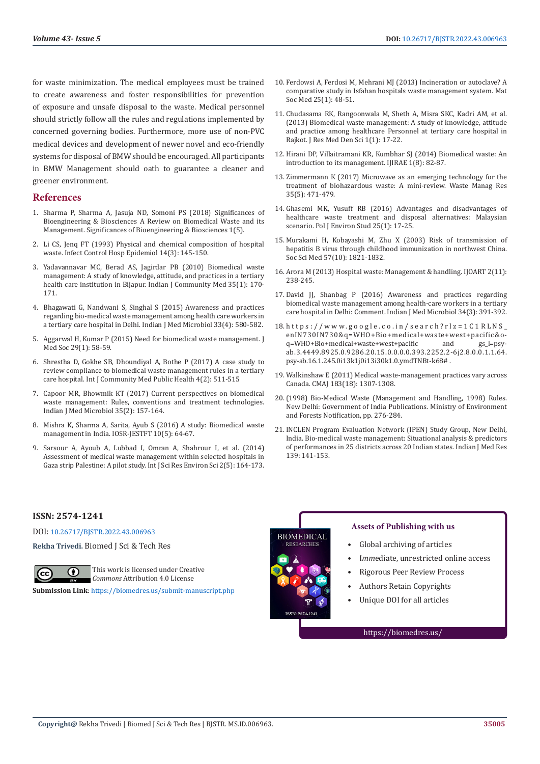for waste minimization. The medical employees must be trained to create awareness and foster responsibilities for prevention of exposure and unsafe disposal to the waste. Medical personnel should strictly follow all the rules and regulations implemented by concerned governing bodies. Furthermore, more use of non-PVC medical devices and development of newer novel and eco-friendly systems for disposal of BMW should be encouraged. All participants in BMW Management should oath to guarantee a cleaner and greener environment.

## References

1. Sharma P, Sharma A, Jasuja ND, Somoni PS (2018) Significances of Bioengineering & Biosciences A Review on Biomedical Waste and its Management. Significances of Bioengineering & Biosciences 1(5).
2. Li CS, Jenq FT (1993) Physical and chemical composition of hospital waste. Infect Control Hosp Epidemiol 14(3): 145-150.
3. Yadavannavar MC, Berad AS, Jagirdar PB (2010) Biomedical waste management: A study of knowledge, attitude, and practices in a tertiary health care institution in Bijapur. Indian J Community Med 35(1): 170-171.
4. Bhagawati G, Nandwani S, Singhal S (2015) Awareness and practices regarding bio-medical waste management among health care workers in a tertiary care hospital in Delhi. Indian J Med Microbiol 33(4): 580-582.
5. Aggarwal H, Kumar P (2015) Need for biomedical waste management. J Med Soc 29(1): 58-59.
6. Shrestha D, Gokhe SB, Dhoundiyal A, Bothe P (2017) A case study to review compliance to biomedical waste management rules in a tertiary care hospital. Int J Community Med Public Health 4(2): 511-515
7. Capoor MR, Bhowmik KT (2017) Current perspectives on biomedical waste management: Rules, conventions and treatment technologies. Indian J Med Microbiol 35(2): 157-164.
8. Mishra K, Sharma A, Sarita, Ayub S (2016) A study: Biomedical waste management in India. IOSR-JESTFT 10(5): 64-67.
9. Sarsour A, Ayoub A, Lubbad I, Omran A, Shahrour I, et al. (2014) Assessment of medical waste management within selected hospitals in Gaza strip Palestine: A pilot study. Int J Sci Res Environ Sci 2(5): 164-173.
10. Ferdowsi A, Ferdosi M, Mehrani MJ (2013) Incineration or autoclave? A comparative study in Isfahan hospitals waste management system. Mat Soc Med 25(1): 48-51.
11. Chudasama RK, Rangoonwala M, Sheth A, Misra SKC, Kadri AM, et al. (2013) Biomedical waste management: A study of knowledge, attitude and practice among healthcare Personnel at tertiary care hospital in Rajkot. J Res Med Den Sci 1(1): 17-22.
12. Hirani DP, Villaitramani KR, Kumbhar SJ (2014) Biomedical waste: An introduction to its management. IJIRAE 1(8): 82-87.
13. Zimmermann K (2017) Microwave as an emerging technology for the treatment of biohazardous waste: A mini-review. Waste Manag Res 35(5): 471-479.
14. Ghasemi MK, Yusuff RB (2016) Advantages and disadvantages of healthcare waste treatment and disposal alternatives: Malaysian scenario. Pol J Environ Stud 25(1): 17-25.
15. Murakami H, Kobayashi M, Zhu X (2003) Risk of transmission of hepatitis B virus through childhood immunization in northwest China. Soc Sci Med 57(10): 1821-1832.
16. Arora M (2013) Hospital waste: Management & handling. IJOART 2(11): 238-245.
17. David JJ, Shanbag P (2016) Awareness and practices regarding biomedical waste management among health-care workers in a tertiary care hospital in Delhi: Comment. Indian J Med Microbiol 34(3): 391-392.
18. https://www.google.co.in/search?rlz=1C1RLNS_enIN730IN730&q=WHO+Bio+medical+waste+west+pacific&oq=WHO+Bio+medical+waste+west+pacific and gs_l=psy-ab.3.4449.8925.0.9286.20.15.0.0.0.0.393.2252.2-6j2.8.0.0.1.1.64.psy-ab.16.1.245.0i13k1j0i13i30k1.0.ymdTNBt-k68# .
19. Walkinshaw E (2011) Medical waste-management practices vary across Canada. CMAJ 183(18): 1307-1308.
20. (1998) Bio-Medical Waste (Management and Handling, 1998) Rules. New Delhi: Government of India Publications. Ministry of Environment and Forests Notification, pp. 276-284.
21. INCLEN Program Evaluation Network (IPEN) Study Group, New Delhi, India. Bio-medical waste management: Situational analysis & predictors of performances in 25 districts across 20 Indian states. Indian J Med Res 139: 141-153.

**ISSN: 2574-1241**

DOI: 10.26717/BJSTR.2022.43.006963

**Rekha Trivedi.** Biomed J Sci & Tech Res

This work is licensed under Creative *Commons* Attribution 4.0 License

**Submission Link**: https://biomedres.us/submit-manuscript.php

**Assets of Publishing with us**

- Global archiving of articles
- Immediate, unrestricted online access
- Rigorous Peer Review Process
- Authors Retain Copyrights
- Unique DOI for all articles

https://biomedres.us/